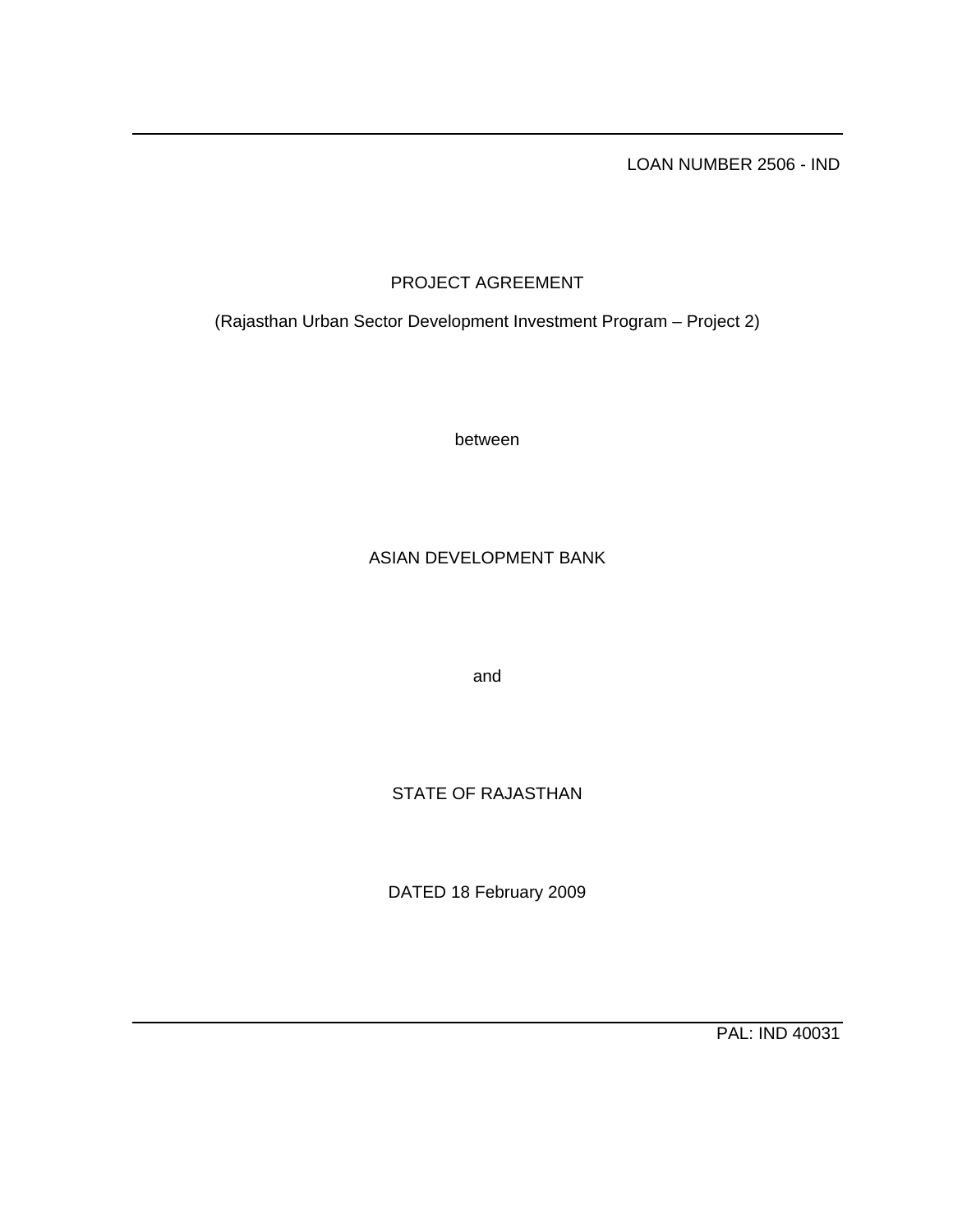LOAN NUMBER 2506 - IND

# PROJECT AGREEMENT

(Rajasthan Urban Sector Development Investment Program – Project 2)

between

ASIAN DEVELOPMENT BANK

and

STATE OF RAJASTHAN

DATED 18 February 2009

PAL: IND 40031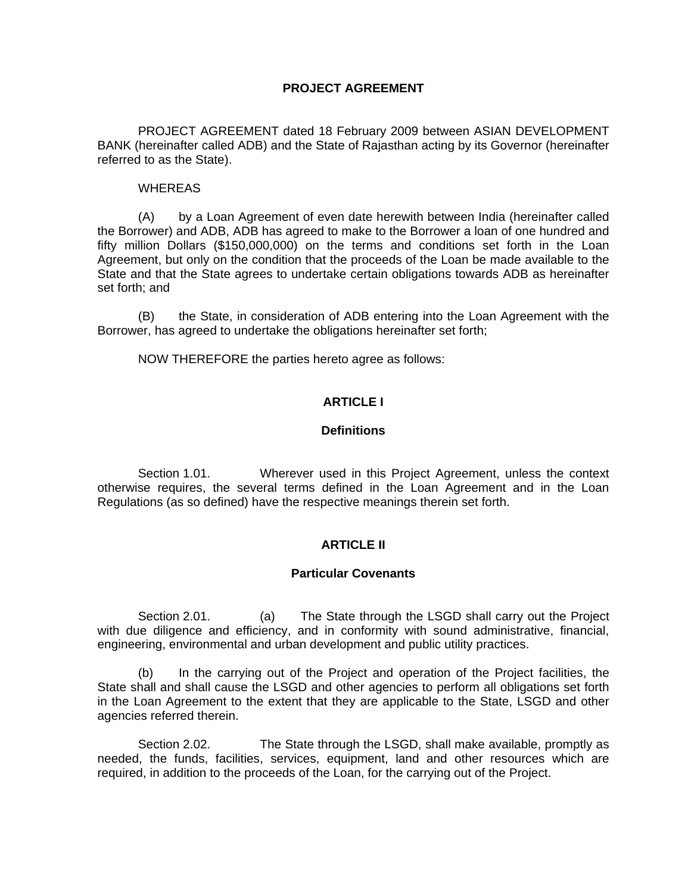# PROJECT AGREEMENT

PROJECT AGREEMENT dated 18 February 2009 between ASIAN DEVELOPMENT BANK (hereinafter called ADB) and the State of Rajasthan acting by its Governor (hereinafter referred to as the State).

WHEREAS

(A) by a Loan Agreement of even date herewith between India (hereinafter called the Borrower) and ADB, ADB has agreed to make to the Borrower a loan of one hundred and fifty million Dollars ($150,000,000) on the terms and conditions set forth in the Loan Agreement, but only on the condition that the proceeds of the Loan be made available to the State and that the State agrees to undertake certain obligations towards ADB as hereinafter set forth; and

(B) the State, in consideration of ADB entering into the Loan Agreement with the Borrower, has agreed to undertake the obligations hereinafter set forth;

NOW THEREFORE the parties hereto agree as follows:

## ARTICLE I

### Definitions

Section 1.01. Wherever used in this Project Agreement, unless the context otherwise requires, the several terms defined in the Loan Agreement and in the Loan Regulations (as so defined) have the respective meanings therein set forth.

## ARTICLE II

### Particular Covenants

Section 2.01. (a) The State through the LSGD shall carry out the Project with due diligence and efficiency, and in conformity with sound administrative, financial, engineering, environmental and urban development and public utility practices.

(b) In the carrying out of the Project and operation of the Project facilities, the State shall and shall cause the LSGD and other agencies to perform all obligations set forth in the Loan Agreement to the extent that they are applicable to the State, LSGD and other agencies referred therein.

Section 2.02. The State through the LSGD, shall make available, promptly as needed, the funds, facilities, services, equipment, land and other resources which are required, in addition to the proceeds of the Loan, for the carrying out of the Project.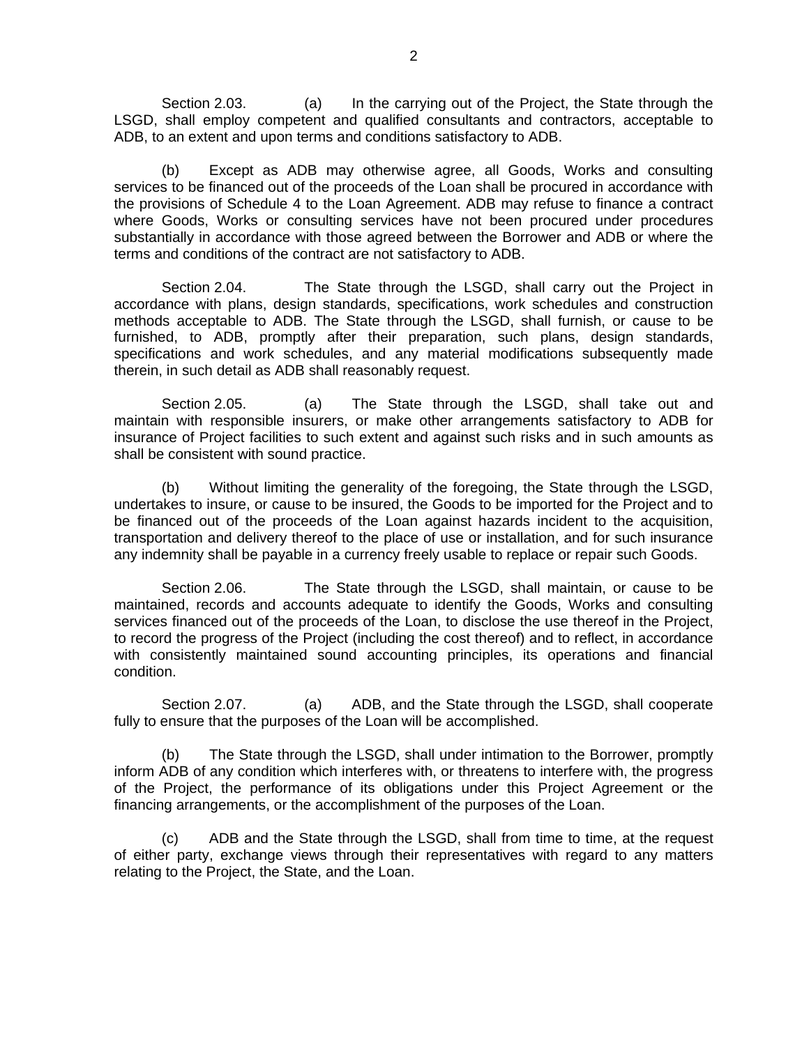Section 2.03. (a) In the carrying out of the Project, the State through the LSGD, shall employ competent and qualified consultants and contractors, acceptable to ADB, to an extent and upon terms and conditions satisfactory to ADB.

(b) Except as ADB may otherwise agree, all Goods, Works and consulting services to be financed out of the proceeds of the Loan shall be procured in accordance with the provisions of Schedule 4 to the Loan Agreement. ADB may refuse to finance a contract where Goods, Works or consulting services have not been procured under procedures substantially in accordance with those agreed between the Borrower and ADB or where the terms and conditions of the contract are not satisfactory to ADB.

Section 2.04. The State through the LSGD, shall carry out the Project in accordance with plans, design standards, specifications, work schedules and construction methods acceptable to ADB. The State through the LSGD, shall furnish, or cause to be furnished, to ADB, promptly after their preparation, such plans, design standards, specifications and work schedules, and any material modifications subsequently made therein, in such detail as ADB shall reasonably request.

Section 2.05. (a) The State through the LSGD, shall take out and maintain with responsible insurers, or make other arrangements satisfactory to ADB for insurance of Project facilities to such extent and against such risks and in such amounts as shall be consistent with sound practice.

(b) Without limiting the generality of the foregoing, the State through the LSGD, undertakes to insure, or cause to be insured, the Goods to be imported for the Project and to be financed out of the proceeds of the Loan against hazards incident to the acquisition, transportation and delivery thereof to the place of use or installation, and for such insurance any indemnity shall be payable in a currency freely usable to replace or repair such Goods.

Section 2.06. The State through the LSGD, shall maintain, or cause to be maintained, records and accounts adequate to identify the Goods, Works and consulting services financed out of the proceeds of the Loan, to disclose the use thereof in the Project, to record the progress of the Project (including the cost thereof) and to reflect, in accordance with consistently maintained sound accounting principles, its operations and financial condition.

Section 2.07. (a) ADB, and the State through the LSGD, shall cooperate fully to ensure that the purposes of the Loan will be accomplished.

(b) The State through the LSGD, shall under intimation to the Borrower, promptly inform ADB of any condition which interferes with, or threatens to interfere with, the progress of the Project, the performance of its obligations under this Project Agreement or the financing arrangements, or the accomplishment of the purposes of the Loan.

(c) ADB and the State through the LSGD, shall from time to time, at the request of either party, exchange views through their representatives with regard to any matters relating to the Project, the State, and the Loan.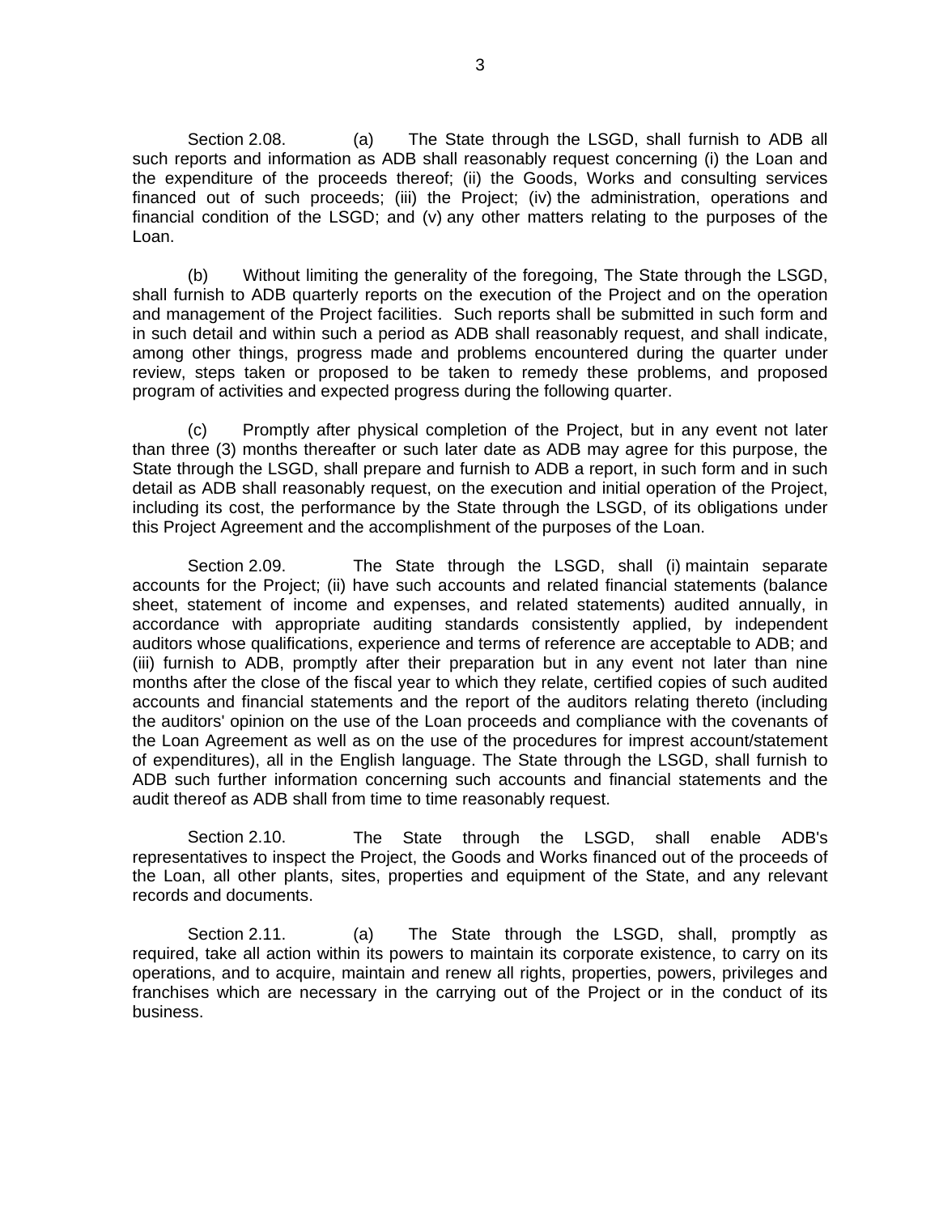Section 2.08. (a) The State through the LSGD, shall furnish to ADB all such reports and information as ADB shall reasonably request concerning (i) the Loan and the expenditure of the proceeds thereof; (ii) the Goods, Works and consulting services financed out of such proceeds; (iii) the Project; (iv) the administration, operations and financial condition of the LSGD; and (v) any other matters relating to the purposes of the Loan.

(b) Without limiting the generality of the foregoing, The State through the LSGD, shall furnish to ADB quarterly reports on the execution of the Project and on the operation and management of the Project facilities. Such reports shall be submitted in such form and in such detail and within such a period as ADB shall reasonably request, and shall indicate, among other things, progress made and problems encountered during the quarter under review, steps taken or proposed to be taken to remedy these problems, and proposed program of activities and expected progress during the following quarter.

(c) Promptly after physical completion of the Project, but in any event not later than three (3) months thereafter or such later date as ADB may agree for this purpose, the State through the LSGD, shall prepare and furnish to ADB a report, in such form and in such detail as ADB shall reasonably request, on the execution and initial operation of the Project, including its cost, the performance by the State through the LSGD, of its obligations under this Project Agreement and the accomplishment of the purposes of the Loan.

Section 2.09. The State through the LSGD, shall (i) maintain separate accounts for the Project; (ii) have such accounts and related financial statements (balance sheet, statement of income and expenses, and related statements) audited annually, in accordance with appropriate auditing standards consistently applied, by independent auditors whose qualifications, experience and terms of reference are acceptable to ADB; and (iii) furnish to ADB, promptly after their preparation but in any event not later than nine months after the close of the fiscal year to which they relate, certified copies of such audited accounts and financial statements and the report of the auditors relating thereto (including the auditors' opinion on the use of the Loan proceeds and compliance with the covenants of the Loan Agreement as well as on the use of the procedures for imprest account/statement of expenditures), all in the English language. The State through the LSGD, shall furnish to ADB such further information concerning such accounts and financial statements and the audit thereof as ADB shall from time to time reasonably request.

Section 2.10. The State through the LSGD, shall enable ADB's representatives to inspect the Project, the Goods and Works financed out of the proceeds of the Loan, all other plants, sites, properties and equipment of the State, and any relevant records and documents.

Section 2.11. (a) The State through the LSGD, shall, promptly as required, take all action within its powers to maintain its corporate existence, to carry on its operations, and to acquire, maintain and renew all rights, properties, powers, privileges and franchises which are necessary in the carrying out of the Project or in the conduct of its business.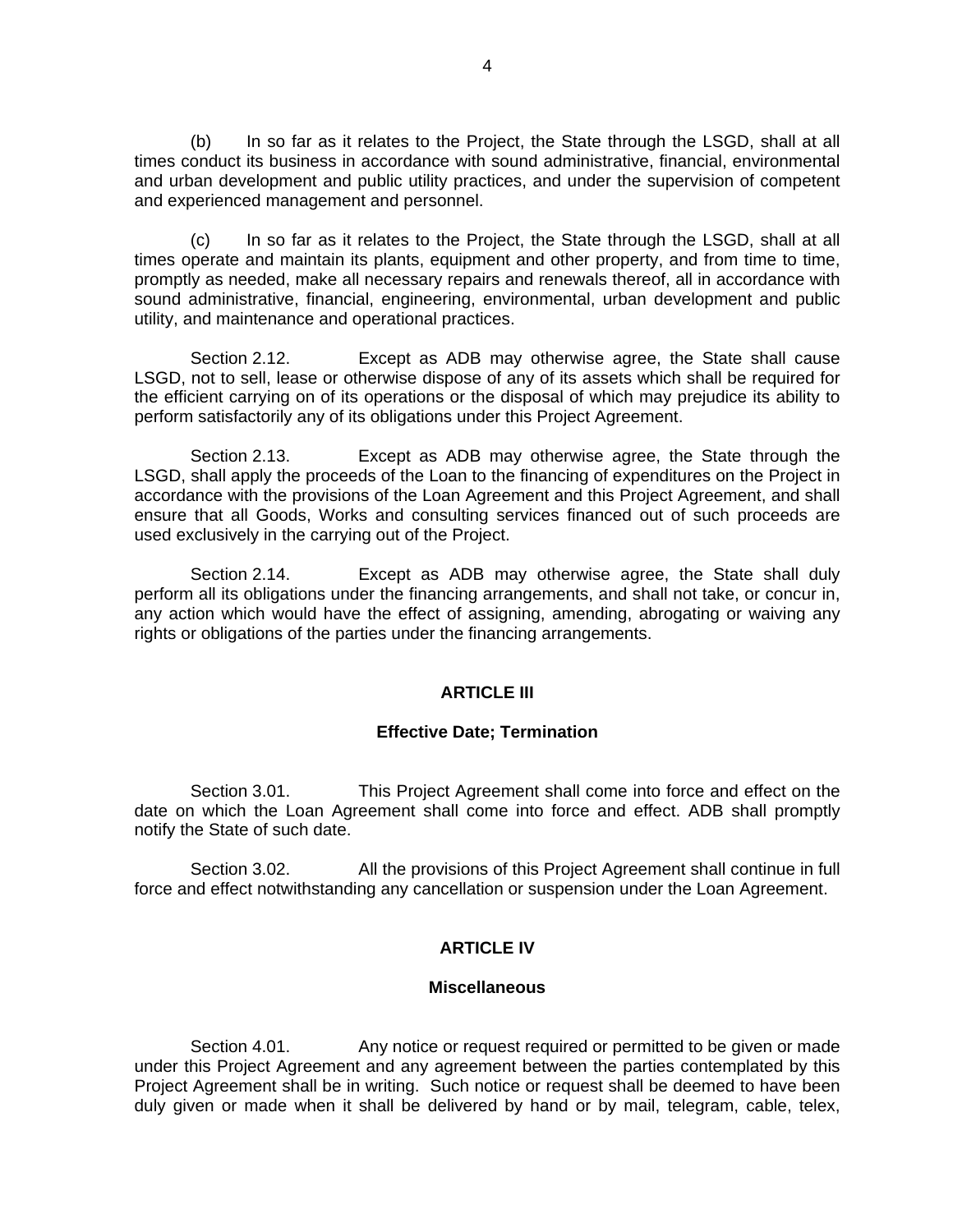(b) In so far as it relates to the Project, the State through the LSGD, shall at all times conduct its business in accordance with sound administrative, financial, environmental and urban development and public utility practices, and under the supervision of competent and experienced management and personnel.

(c) In so far as it relates to the Project, the State through the LSGD, shall at all times operate and maintain its plants, equipment and other property, and from time to time, promptly as needed, make all necessary repairs and renewals thereof, all in accordance with sound administrative, financial, engineering, environmental, urban development and public utility, and maintenance and operational practices.

Section 2.12. Except as ADB may otherwise agree, the State shall cause LSGD, not to sell, lease or otherwise dispose of any of its assets which shall be required for the efficient carrying on of its operations or the disposal of which may prejudice its ability to perform satisfactorily any of its obligations under this Project Agreement.

Section 2.13. Except as ADB may otherwise agree, the State through the LSGD, shall apply the proceeds of the Loan to the financing of expenditures on the Project in accordance with the provisions of the Loan Agreement and this Project Agreement, and shall ensure that all Goods, Works and consulting services financed out of such proceeds are used exclusively in the carrying out of the Project.

Section 2.14. Except as ADB may otherwise agree, the State shall duly perform all its obligations under the financing arrangements, and shall not take, or concur in, any action which would have the effect of assigning, amending, abrogating or waiving any rights or obligations of the parties under the financing arrangements.

## ARTICLE III

### Effective Date; Termination

Section 3.01. This Project Agreement shall come into force and effect on the date on which the Loan Agreement shall come into force and effect. ADB shall promptly notify the State of such date.

Section 3.02. All the provisions of this Project Agreement shall continue in full force and effect notwithstanding any cancellation or suspension under the Loan Agreement.

## ARTICLE IV

### Miscellaneous

Section 4.01. Any notice or request required or permitted to be given or made under this Project Agreement and any agreement between the parties contemplated by this Project Agreement shall be in writing. Such notice or request shall be deemed to have been duly given or made when it shall be delivered by hand or by mail, telegram, cable, telex,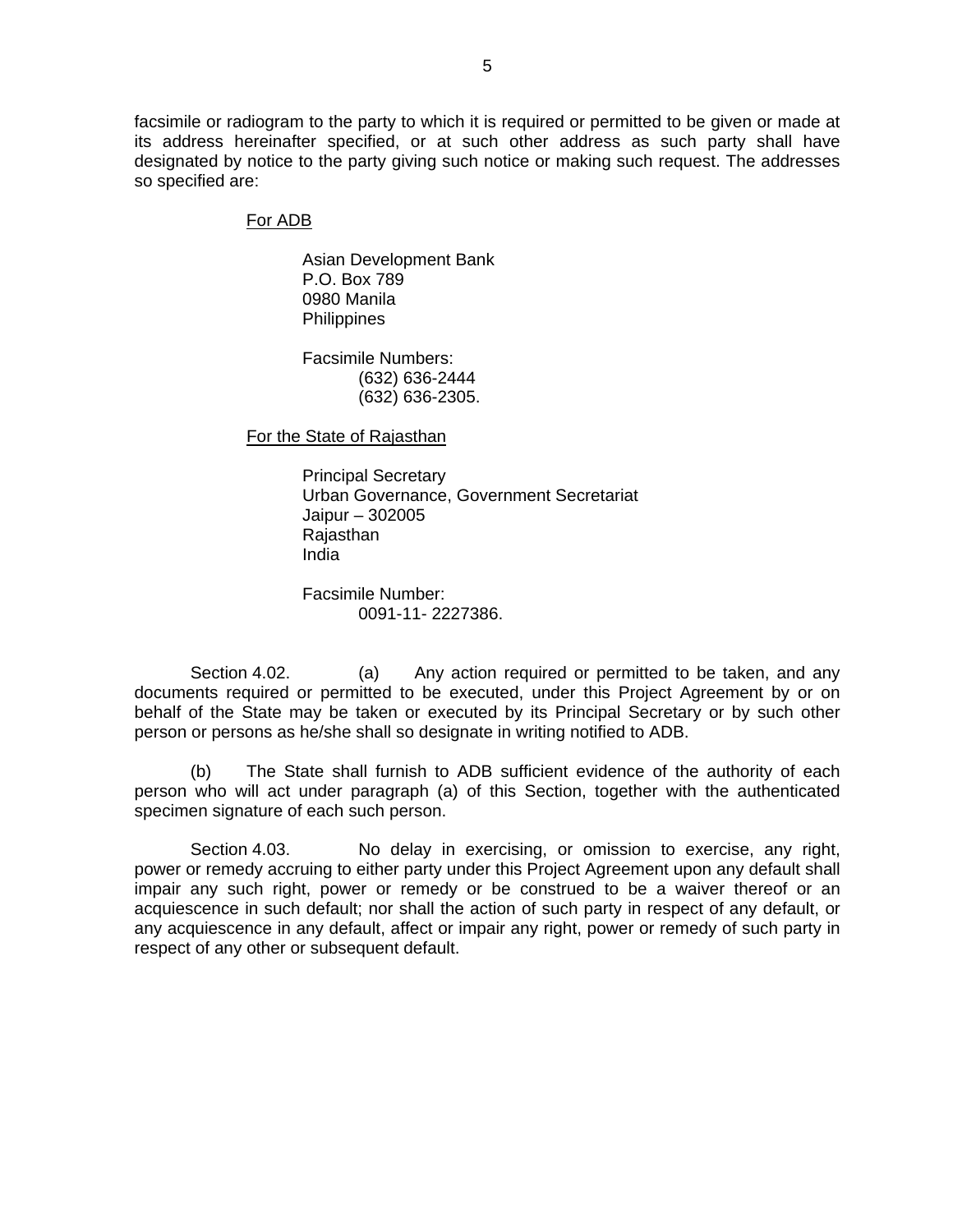facsimile or radiogram to the party to which it is required or permitted to be given or made at its address hereinafter specified, or at such other address as such party shall have designated by notice to the party giving such notice or making such request. The addresses so specified are:

<u>For ADB</u>

Asian Development Bank
P.O. Box 789
0980 Manila
Philippines

Facsimile Numbers:
(632) 636-2444
(632) 636-2305.

<u>For the State of Rajasthan</u>

Principal Secretary
Urban Governance, Government Secretariat
Jaipur – 302005
Rajasthan
India

Facsimile Number:
0091-11- 2227386.

Section 4.02. (a) Any action required or permitted to be taken, and any documents required or permitted to be executed, under this Project Agreement by or on behalf of the State may be taken or executed by its Principal Secretary or by such other person or persons as he/she shall so designate in writing notified to ADB.

(b) The State shall furnish to ADB sufficient evidence of the authority of each person who will act under paragraph (a) of this Section, together with the authenticated specimen signature of each such person.

Section 4.03. No delay in exercising, or omission to exercise, any right, power or remedy accruing to either party under this Project Agreement upon any default shall impair any such right, power or remedy or be construed to be a waiver thereof or an acquiescence in such default; nor shall the action of such party in respect of any default, or any acquiescence in any default, affect or impair any right, power or remedy of such party in respect of any other or subsequent default.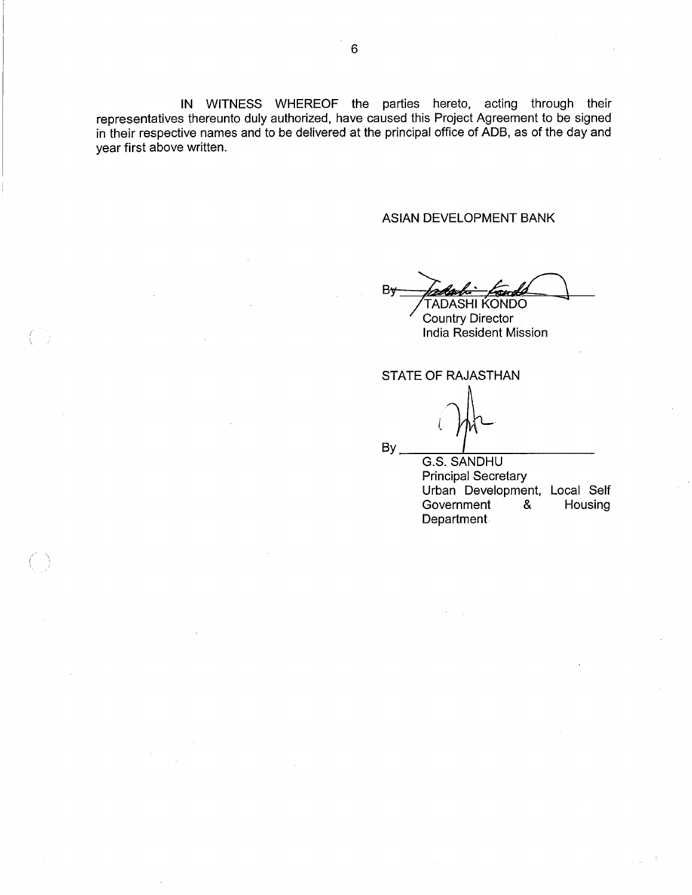IN WITNESS WHEREOF the parties hereto, acting through their representatives thereunto duly authorized, have caused this Project Agreement to be signed in their respective names and to be delivered at the principal office of ADB, as of the day and year first above written.

ASIAN DEVELOPMENT BANK

By \_\_\_\_\_\_\_\_\_\_\_\_\_\_\_\_\_\_\_\_
TADASHI KONDO
Country Director
India Resident Mission

STATE OF RAJASTHAN

By \_\_\_\_\_\_\_\_\_\_\_\_\_\_\_\_\_\_\_\_
G.S. SANDHU
Principal Secretary
Urban Development, Local Self Government & Housing Department